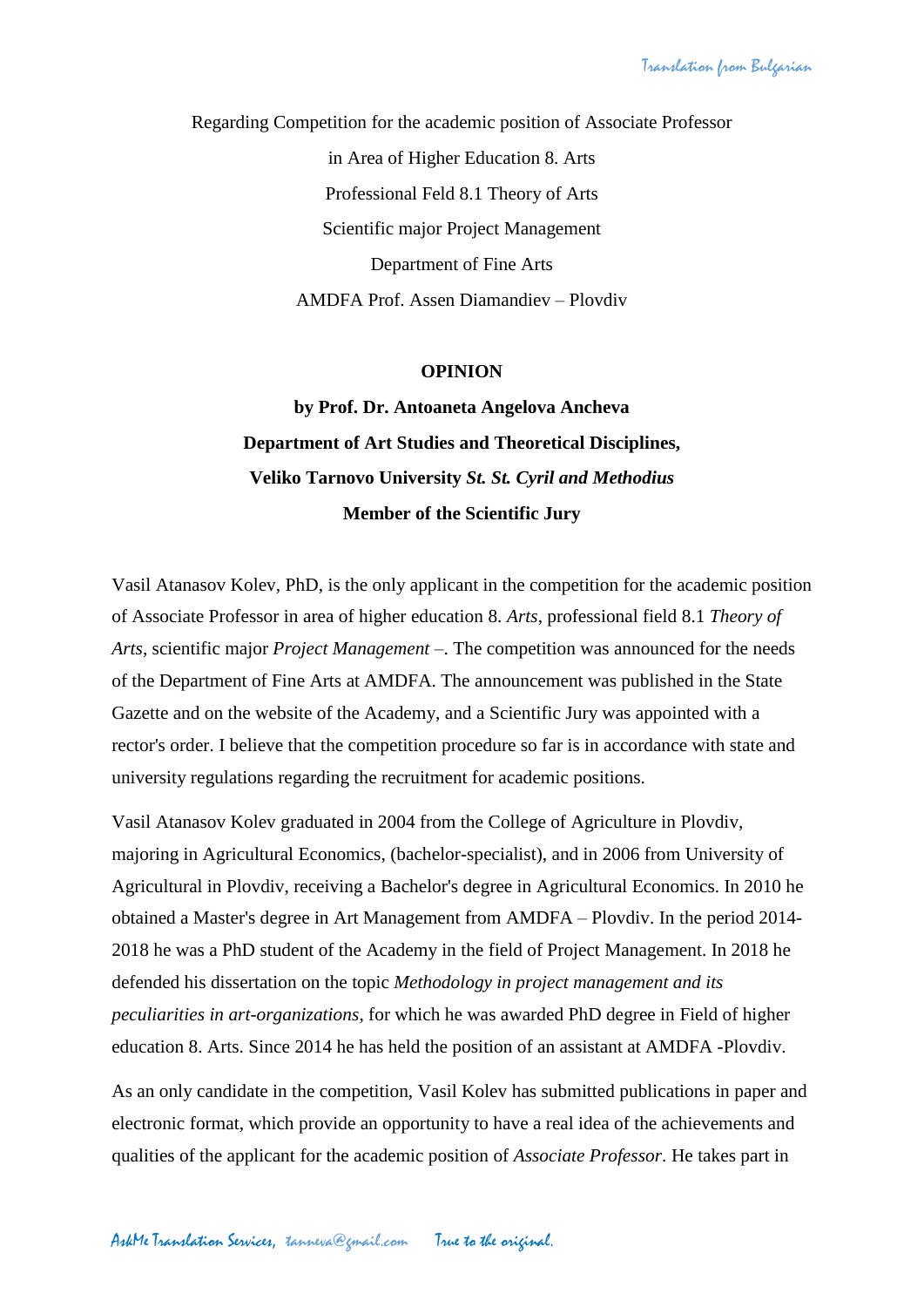Regarding Competition for the academic position of Associate Professor

in Area of Higher Education 8. Arts

Professional Feld 8.1 Theory of Arts

Scientific major Project Management

Department of Fine Arts

AMDFA Prof. Assen Diamandiev – Plovdiv

**OPINION**

**by Prof. Dr. Antoaneta Angelova Ancheva**

**Department of Art Studies and Theoretical Disciplines,**

**Veliko Tarnovo University *St. St. Cyril and Methodius***

**Member of the Scientific Jury**

Vasil Atanasov Kolev, PhD, is the only applicant in the competition for the academic position of Associate Professor in area of higher education 8. *Arts*, professional field 8.1 *Theory of Arts*, scientific major *Project Management* –. The competition was announced for the needs of the Department of Fine Arts at AMDFA. The announcement was published in the State Gazette and on the website of the Academy, and a Scientific Jury was appointed with a rector's order. I believe that the competition procedure so far is in accordance with state and university regulations regarding the recruitment for academic positions.

Vasil Atanasov Kolev graduated in 2004 from the College of Agriculture in Plovdiv, majoring in Agricultural Economics, (bachelor-specialist), and in 2006 from University of Agricultural in Plovdiv, receiving a Bachelor's degree in Agricultural Economics. In 2010 he obtained a Master's degree in Art Management from AMDFA – Plovdiv. In the period 2014-2018 he was a PhD student of the Academy in the field of Project Management. In 2018 he defended his dissertation on the topic *Methodology in project management and its peculiarities in art-organizations*, for which he was awarded PhD degree in Field of higher education 8. Arts. Since 2014 he has held the position of an assistant at AMDFA -Plovdiv.

As an only candidate in the competition, Vasil Kolev has submitted publications in paper and electronic format, which provide an opportunity to have a real idea of the achievements and qualities of the applicant for the academic position of *Associate Professor*. He takes part in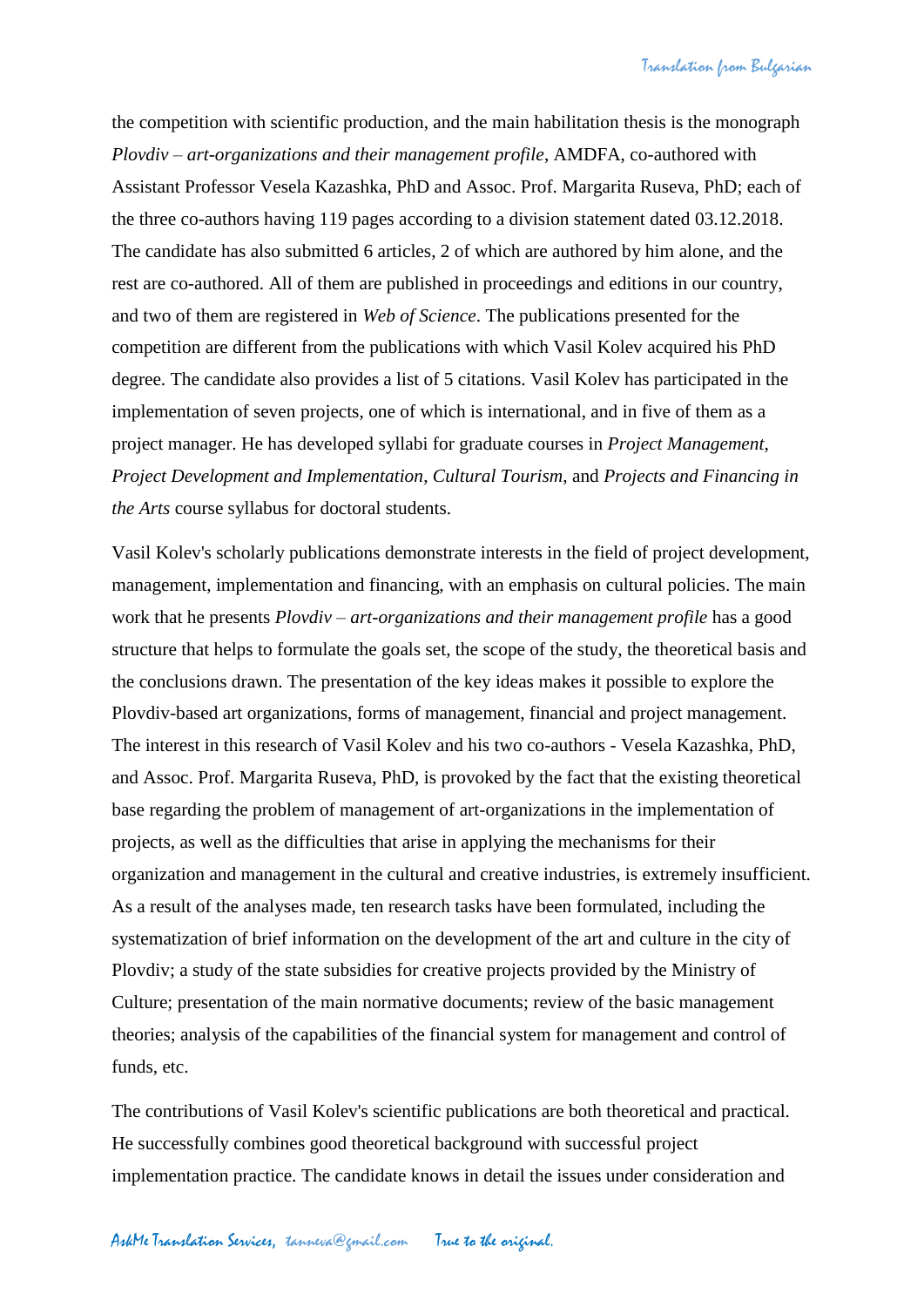the competition with scientific production, and the main habilitation thesis is the monograph *Plovdiv – art-organizations and their management profile*, AMDFA, co-authored with Assistant Professor Vesela Kazashka, PhD and Assoc. Prof. Margarita Ruseva, PhD; each of the three co-authors having 119 pages according to a division statement dated 03.12.2018. The candidate has also submitted 6 articles, 2 of which are authored by him alone, and the rest are co-authored. All of them are published in proceedings and editions in our country, and two of them are registered in *Web of Science*. The publications presented for the competition are different from the publications with which Vasil Kolev acquired his PhD degree. The candidate also provides a list of 5 citations. Vasil Kolev has participated in the implementation of seven projects, one of which is international, and in five of them as a project manager. He has developed syllabi for graduate courses in *Project Management*, *Project Development and Implementation*, *Cultural Tourism*, and *Projects and Financing in the Arts* course syllabus for doctoral students.

Vasil Kolev's scholarly publications demonstrate interests in the field of project development, management, implementation and financing, with an emphasis on cultural policies. The main work that he presents *Plovdiv – art-organizations and their management profile* has a good structure that helps to formulate the goals set, the scope of the study, the theoretical basis and the conclusions drawn. The presentation of the key ideas makes it possible to explore the Plovdiv-based art organizations, forms of management, financial and project management. The interest in this research of Vasil Kolev and his two co-authors - Vesela Kazashka, PhD, and Assoc. Prof. Margarita Ruseva, PhD, is provoked by the fact that the existing theoretical base regarding the problem of management of art-organizations in the implementation of projects, as well as the difficulties that arise in applying the mechanisms for their organization and management in the cultural and creative industries, is extremely insufficient. As a result of the analyses made, ten research tasks have been formulated, including the systematization of brief information on the development of the art and culture in the city of Plovdiv; a study of the state subsidies for creative projects provided by the Ministry of Culture; presentation of the main normative documents; review of the basic management theories; analysis of the capabilities of the financial system for management and control of funds, etc.

The contributions of Vasil Kolev's scientific publications are both theoretical and practical. He successfully combines good theoretical background with successful project implementation practice. The candidate knows in detail the issues under consideration and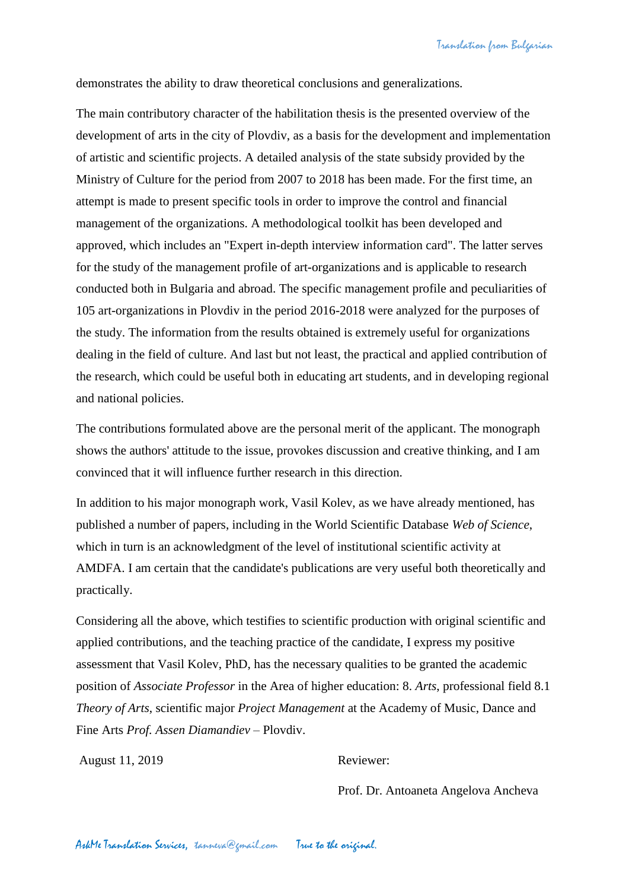demonstrates the ability to draw theoretical conclusions and generalizations.

The main contributory character of the habilitation thesis is the presented overview of the development of arts in the city of Plovdiv, as a basis for the development and implementation of artistic and scientific projects. A detailed analysis of the state subsidy provided by the Ministry of Culture for the period from 2007 to 2018 has been made. For the first time, an attempt is made to present specific tools in order to improve the control and financial management of the organizations. A methodological toolkit has been developed and approved, which includes an "Expert in-depth interview information card". The latter serves for the study of the management profile of art-organizations and is applicable to research conducted both in Bulgaria and abroad. The specific management profile and peculiarities of 105 art-organizations in Plovdiv in the period 2016-2018 were analyzed for the purposes of the study. The information from the results obtained is extremely useful for organizations dealing in the field of culture. And last but not least, the practical and applied contribution of the research, which could be useful both in educating art students, and in developing regional and national policies.

The contributions formulated above are the personal merit of the applicant. The monograph shows the authors' attitude to the issue, provokes discussion and creative thinking, and I am convinced that it will influence further research in this direction.

In addition to his major monograph work, Vasil Kolev, as we have already mentioned, has published a number of papers, including in the World Scientific Database *Web of Science*, which in turn is an acknowledgment of the level of institutional scientific activity at AMDFA. I am certain that the candidate's publications are very useful both theoretically and practically.

Considering all the above, which testifies to scientific production with original scientific and applied contributions, and the teaching practice of the candidate, I express my positive assessment that Vasil Kolev, PhD, has the necessary qualities to be granted the academic position of *Associate Professor* in the Area of higher education: 8. *Arts*, professional field 8.1 *Theory of Arts*, scientific major *Project Management* at the Academy of Music, Dance and Fine Arts *Prof. Assen Diamandiev* – Plovdiv.

August 11, 2019

Reviewer:

Prof. Dr. Antoaneta Angelova Ancheva